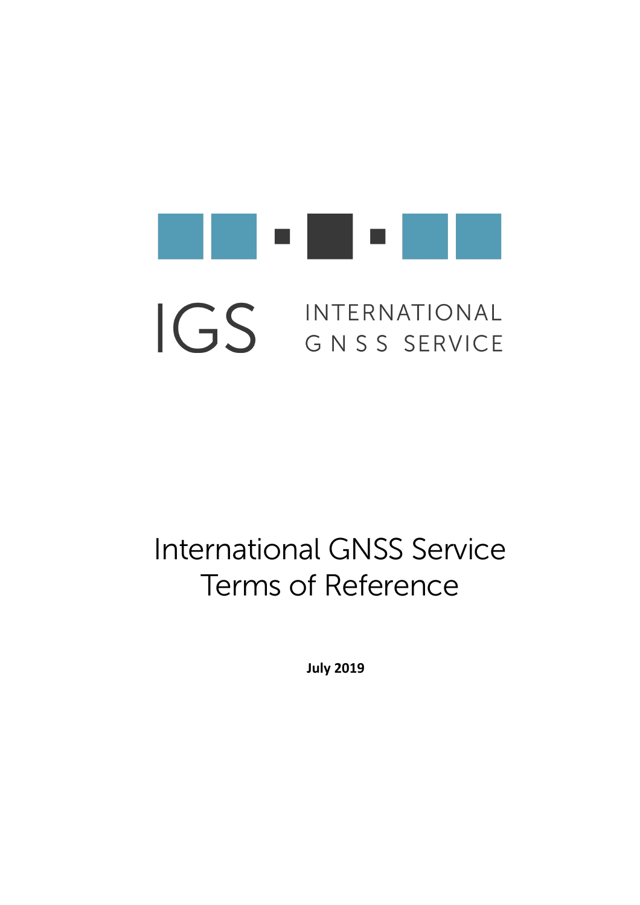IGS INTERNATIONAL GNSS SERVICE

# International GNSS Service Terms of Reference

**July 2019**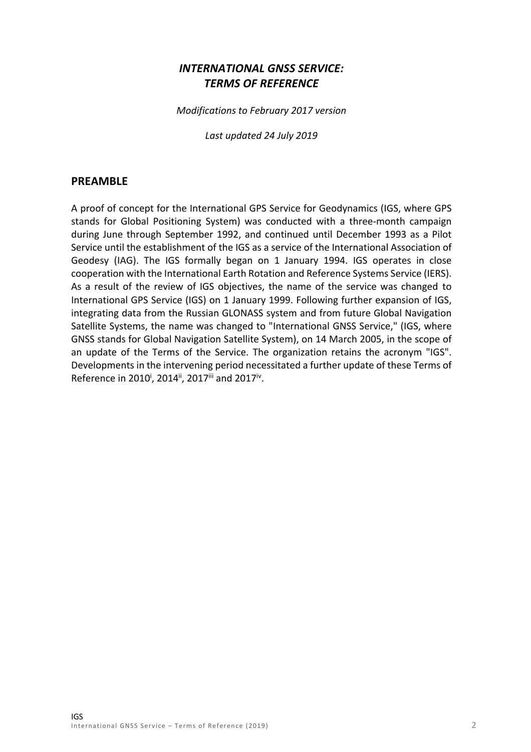## *INTERNATIONAL GNSS SERVICE: TERMS OF REFERENCE*

*Modifications to February 2017 version*

*Last updated 24 July 2019*

## PREAMBLE

A proof of concept for the International GPS Service for Geodynamics (IGS, where GPS stands for Global Positioning System) was conducted with a three-month campaign during June through September 1992, and continued until December 1993 as a Pilot Service until the establishment of the IGS as a service of the International Association of Geodesy (IAG). The IGS formally began on 1 January 1994. IGS operates in close cooperation with the International Earth Rotation and Reference Systems Service (IERS). As a result of the review of IGS objectives, the name of the service was changed to International GPS Service (IGS) on 1 January 1999. Following further expansion of IGS, integrating data from the Russian GLONASS system and from future Global Navigation Satellite Systems, the name was changed to "International GNSS Service," (IGS, where GNSS stands for Global Navigation Satellite System), on 14 March 2005, in the scope of an update of the Terms of the Service. The organization retains the acronym "IGS". Developments in the intervening period necessitated a further update of these Terms of Reference in 2010[i], 2014[ii], 2017[iii] and 2017[iv].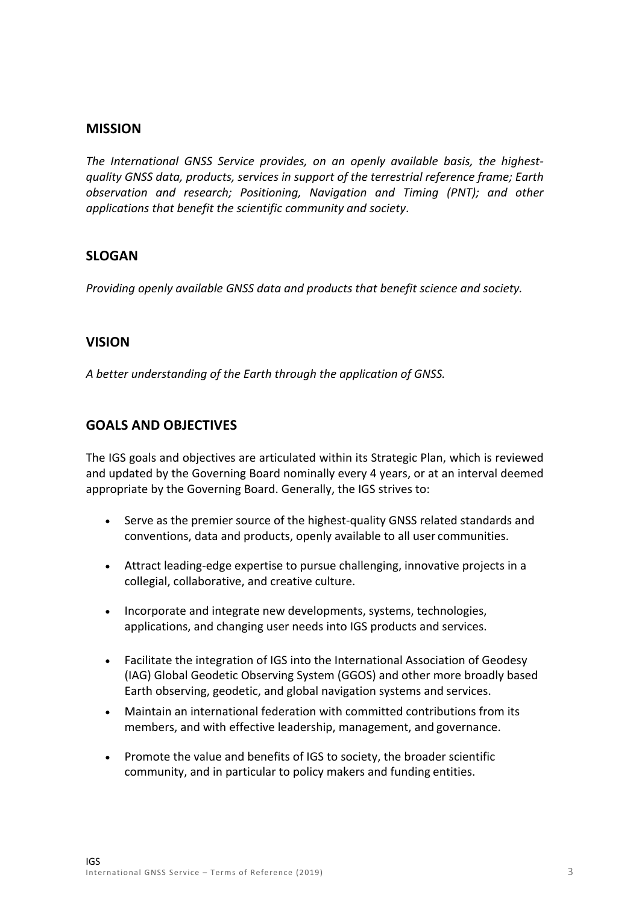## MISSION

*The International GNSS Service provides, on an openly available basis, the highest-quality GNSS data, products, services in support of the terrestrial reference frame; Earth observation and research; Positioning, Navigation and Timing (PNT); and other applications that benefit the scientific community and society*.

## SLOGAN

*Providing openly available GNSS data and products that benefit science and society.*

## VISION

*A better understanding of the Earth through the application of GNSS.*

## GOALS AND OBJECTIVES

The IGS goals and objectives are articulated within its Strategic Plan, which is reviewed and updated by the Governing Board nominally every 4 years, or at an interval deemed appropriate by the Governing Board. Generally, the IGS strives to:

- Serve as the premier source of the highest-quality GNSS related standards and conventions, data and products, openly available to all user communities.
- Attract leading-edge expertise to pursue challenging, innovative projects in a collegial, collaborative, and creative culture.
- Incorporate and integrate new developments, systems, technologies, applications, and changing user needs into IGS products and services.
- Facilitate the integration of IGS into the International Association of Geodesy (IAG) Global Geodetic Observing System (GGOS) and other more broadly based Earth observing, geodetic, and global navigation systems and services.
- Maintain an international federation with committed contributions from its members, and with effective leadership, management, and governance.
- Promote the value and benefits of IGS to society, the broader scientific community, and in particular to policy makers and funding entities.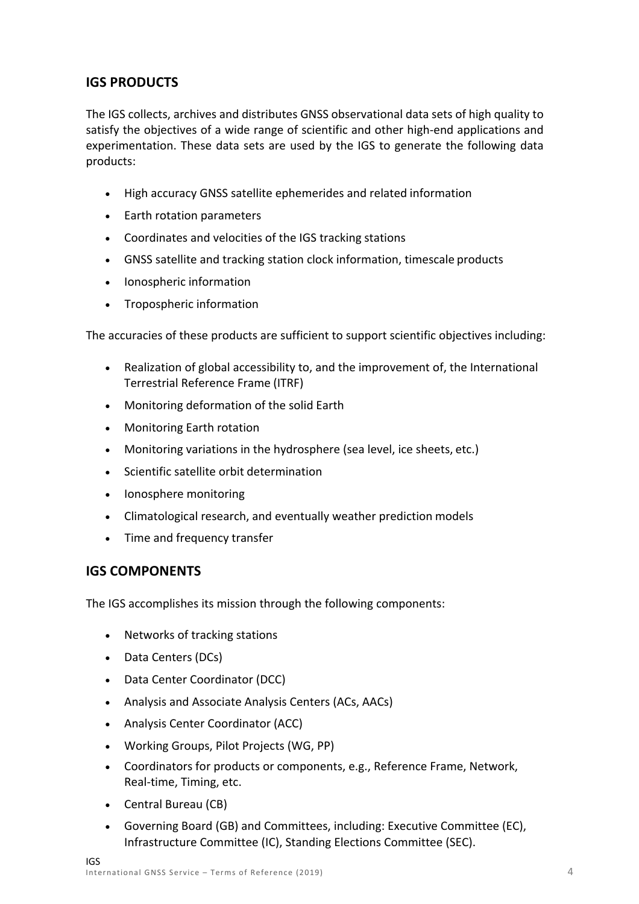## IGS PRODUCTS

The IGS collects, archives and distributes GNSS observational data sets of high quality to satisfy the objectives of a wide range of scientific and other high-end applications and experimentation. These data sets are used by the IGS to generate the following data products:

- High accuracy GNSS satellite ephemerides and related information
- Earth rotation parameters
- Coordinates and velocities of the IGS tracking stations
- GNSS satellite and tracking station clock information, timescale products
- Ionospheric information
- Tropospheric information

The accuracies of these products are sufficient to support scientific objectives including:

- Realization of global accessibility to, and the improvement of, the International Terrestrial Reference Frame (ITRF)
- Monitoring deformation of the solid Earth
- Monitoring Earth rotation
- Monitoring variations in the hydrosphere (sea level, ice sheets, etc.)
- Scientific satellite orbit determination
- Ionosphere monitoring
- Climatological research, and eventually weather prediction models
- Time and frequency transfer

## IGS COMPONENTS

The IGS accomplishes its mission through the following components:

- Networks of tracking stations
- Data Centers (DCs)
- Data Center Coordinator (DCC)
- Analysis and Associate Analysis Centers (ACs, AACs)
- Analysis Center Coordinator (ACC)
- Working Groups, Pilot Projects (WG, PP)
- Coordinators for products or components, e.g., Reference Frame, Network, Real-time, Timing, etc.
- Central Bureau (CB)
- Governing Board (GB) and Committees, including: Executive Committee (EC), Infrastructure Committee (IC), Standing Elections Committee (SEC).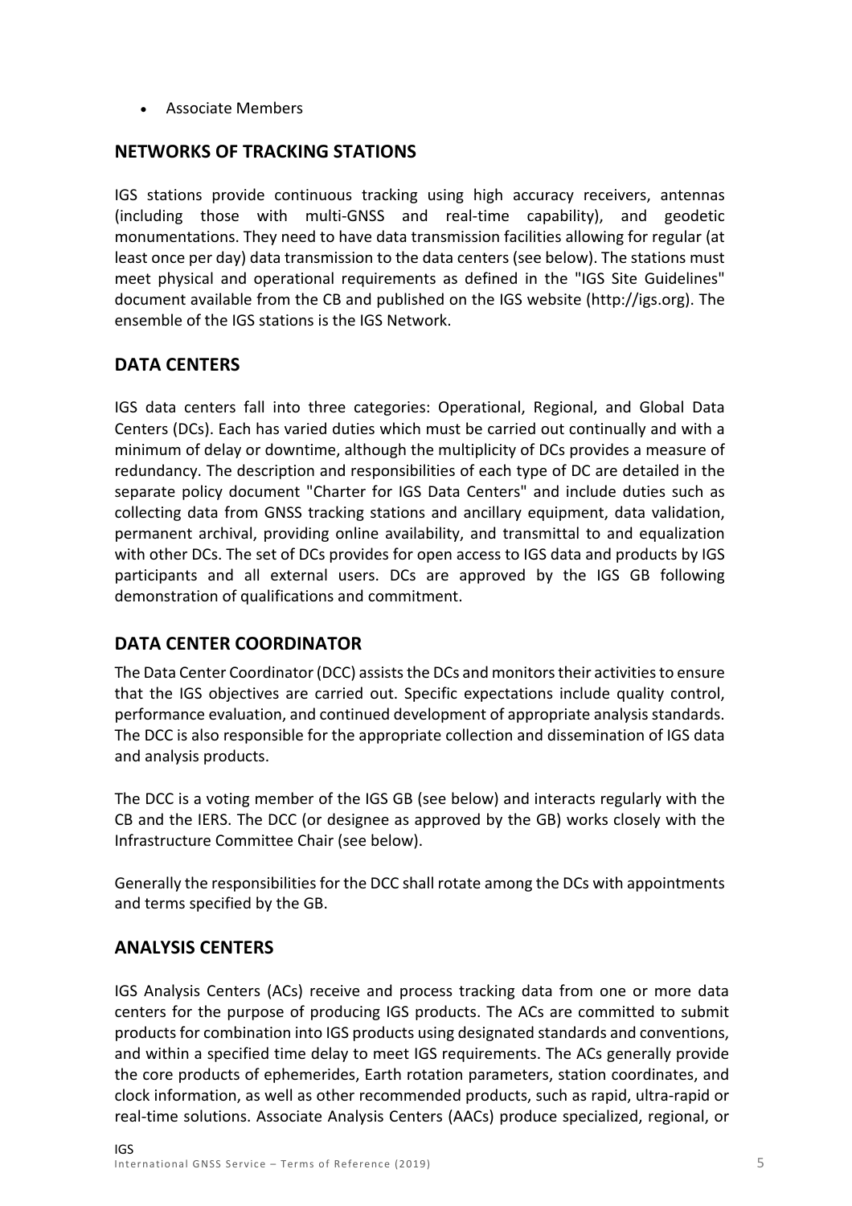- Associate Members

## NETWORKS OF TRACKING STATIONS

IGS stations provide continuous tracking using high accuracy receivers, antennas (including those with multi-GNSS and real-time capability), and geodetic monumentations. They need to have data transmission facilities allowing for regular (at least once per day) data transmission to the data centers (see below). The stations must meet physical and operational requirements as defined in the "IGS Site Guidelines" document available from the CB and published on the IGS website (http://igs.org). The ensemble of the IGS stations is the IGS Network.

## DATA CENTERS

IGS data centers fall into three categories: Operational, Regional, and Global Data Centers (DCs). Each has varied duties which must be carried out continually and with a minimum of delay or downtime, although the multiplicity of DCs provides a measure of redundancy. The description and responsibilities of each type of DC are detailed in the separate policy document "Charter for IGS Data Centers" and include duties such as collecting data from GNSS tracking stations and ancillary equipment, data validation, permanent archival, providing online availability, and transmittal to and equalization with other DCs. The set of DCs provides for open access to IGS data and products by IGS participants and all external users. DCs are approved by the IGS GB following demonstration of qualifications and commitment.

## DATA CENTER COORDINATOR

The Data Center Coordinator (DCC) assists the DCs and monitors their activities to ensure that the IGS objectives are carried out. Specific expectations include quality control, performance evaluation, and continued development of appropriate analysis standards. The DCC is also responsible for the appropriate collection and dissemination of IGS data and analysis products.

The DCC is a voting member of the IGS GB (see below) and interacts regularly with the CB and the IERS. The DCC (or designee as approved by the GB) works closely with the Infrastructure Committee Chair (see below).

Generally the responsibilities for the DCC shall rotate among the DCs with appointments and terms specified by the GB.

## ANALYSIS CENTERS

IGS Analysis Centers (ACs) receive and process tracking data from one or more data centers for the purpose of producing IGS products. The ACs are committed to submit products for combination into IGS products using designated standards and conventions, and within a specified time delay to meet IGS requirements. The ACs generally provide the core products of ephemerides, Earth rotation parameters, station coordinates, and clock information, as well as other recommended products, such as rapid, ultra-rapid or real-time solutions. Associate Analysis Centers (AACs) produce specialized, regional, or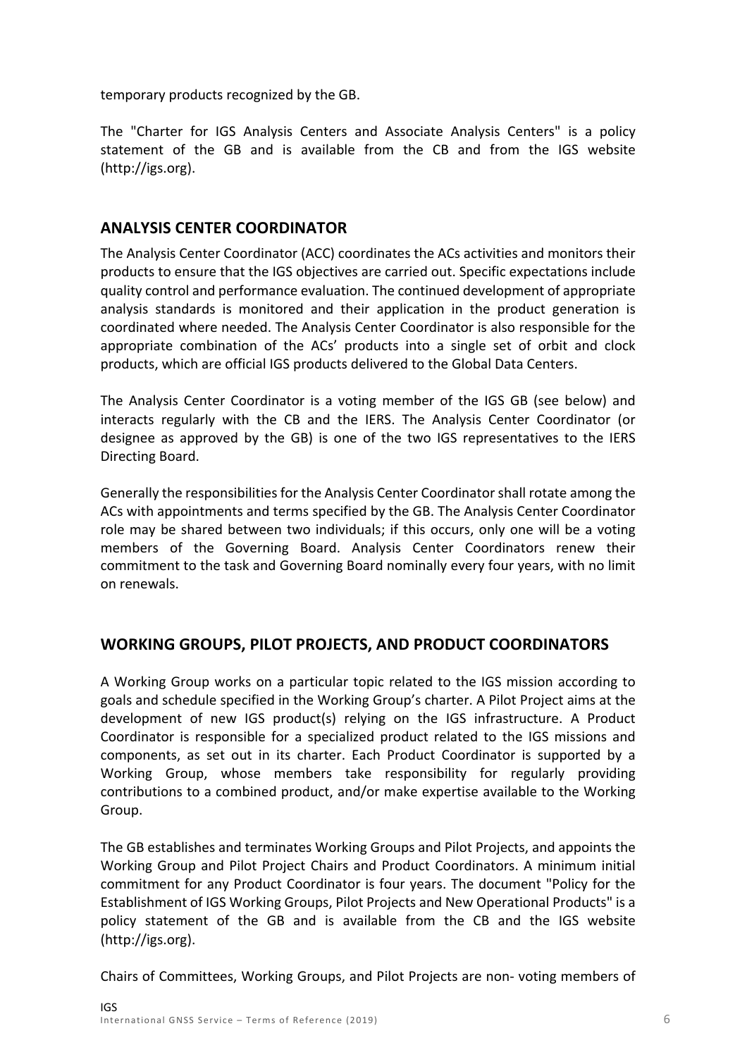temporary products recognized by the GB.

The "Charter for IGS Analysis Centers and Associate Analysis Centers" is a policy statement of the GB and is available from the CB and from the IGS website (http://igs.org).

## ANALYSIS CENTER COORDINATOR

The Analysis Center Coordinator (ACC) coordinates the ACs activities and monitors their products to ensure that the IGS objectives are carried out. Specific expectations include quality control and performance evaluation. The continued development of appropriate analysis standards is monitored and their application in the product generation is coordinated where needed. The Analysis Center Coordinator is also responsible for the appropriate combination of the ACs' products into a single set of orbit and clock products, which are official IGS products delivered to the Global Data Centers.

The Analysis Center Coordinator is a voting member of the IGS GB (see below) and interacts regularly with the CB and the IERS. The Analysis Center Coordinator (or designee as approved by the GB) is one of the two IGS representatives to the IERS Directing Board.

Generally the responsibilities for the Analysis Center Coordinator shall rotate among the ACs with appointments and terms specified by the GB. The Analysis Center Coordinator role may be shared between two individuals; if this occurs, only one will be a voting members of the Governing Board. Analysis Center Coordinators renew their commitment to the task and Governing Board nominally every four years, with no limit on renewals.

## WORKING GROUPS, PILOT PROJECTS, AND PRODUCT COORDINATORS

A Working Group works on a particular topic related to the IGS mission according to goals and schedule specified in the Working Group's charter. A Pilot Project aims at the development of new IGS product(s) relying on the IGS infrastructure. A Product Coordinator is responsible for a specialized product related to the IGS missions and components, as set out in its charter. Each Product Coordinator is supported by a Working Group, whose members take responsibility for regularly providing contributions to a combined product, and/or make expertise available to the Working Group.

The GB establishes and terminates Working Groups and Pilot Projects, and appoints the Working Group and Pilot Project Chairs and Product Coordinators. A minimum initial commitment for any Product Coordinator is four years. The document "Policy for the Establishment of IGS Working Groups, Pilot Projects and New Operational Products" is a policy statement of the GB and is available from the CB and the IGS website (http://igs.org).

Chairs of Committees, Working Groups, and Pilot Projects are non- voting members of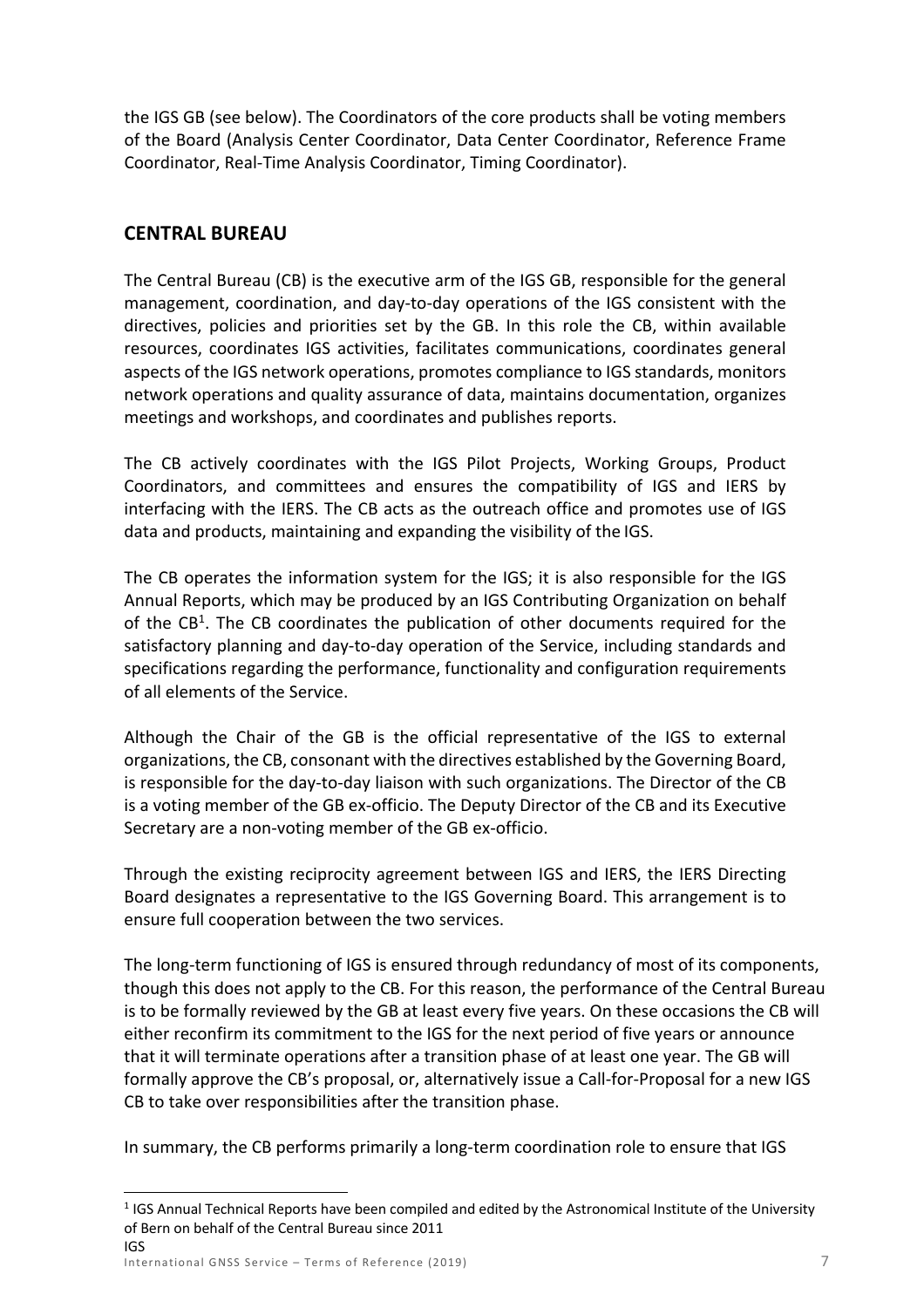the IGS GB (see below). The Coordinators of the core products shall be voting members of the Board (Analysis Center Coordinator, Data Center Coordinator, Reference Frame Coordinator, Real-Time Analysis Coordinator, Timing Coordinator).

## CENTRAL BUREAU

The Central Bureau (CB) is the executive arm of the IGS GB, responsible for the general management, coordination, and day-to-day operations of the IGS consistent with the directives, policies and priorities set by the GB. In this role the CB, within available resources, coordinates IGS activities, facilitates communications, coordinates general aspects of the IGS network operations, promotes compliance to IGS standards, monitors network operations and quality assurance of data, maintains documentation, organizes meetings and workshops, and coordinates and publishes reports.

The CB actively coordinates with the IGS Pilot Projects, Working Groups, Product Coordinators, and committees and ensures the compatibility of IGS and IERS by interfacing with the IERS. The CB acts as the outreach office and promotes use of IGS data and products, maintaining and expanding the visibility of the IGS.

The CB operates the information system for the IGS; it is also responsible for the IGS Annual Reports, which may be produced by an IGS Contributing Organization on behalf of the CB[1]. The CB coordinates the publication of other documents required for the satisfactory planning and day-to-day operation of the Service, including standards and specifications regarding the performance, functionality and configuration requirements of all elements of the Service.

Although the Chair of the GB is the official representative of the IGS to external organizations, the CB, consonant with the directives established by the Governing Board, is responsible for the day-to-day liaison with such organizations. The Director of the CB is a voting member of the GB ex-officio. The Deputy Director of the CB and its Executive Secretary are a non-voting member of the GB ex-officio.

Through the existing reciprocity agreement between IGS and IERS, the IERS Directing Board designates a representative to the IGS Governing Board. This arrangement is to ensure full cooperation between the two services.

The long-term functioning of IGS is ensured through redundancy of most of its components, though this does not apply to the CB. For this reason, the performance of the Central Bureau is to be formally reviewed by the GB at least every five years. On these occasions the CB will either reconfirm its commitment to the IGS for the next period of five years or announce that it will terminate operations after a transition phase of at least one year. The GB will formally approve the CB's proposal, or, alternatively issue a Call-for-Proposal for a new IGS CB to take over responsibilities after the transition phase.

In summary, the CB performs primarily a long-term coordination role to ensure that IGS

[1] IGS Annual Technical Reports have been compiled and edited by the Astronomical Institute of the University of Bern on behalf of the Central Bureau since 2011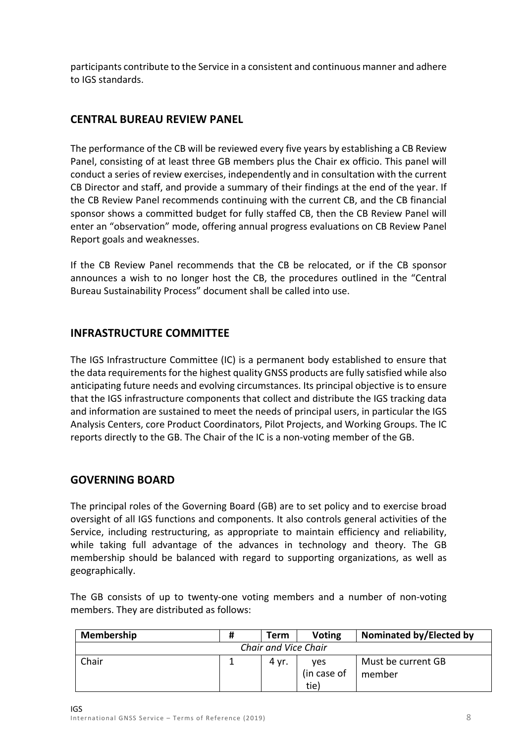participants contribute to the Service in a consistent and continuous manner and adhere to IGS standards.

## CENTRAL BUREAU REVIEW PANEL

The performance of the CB will be reviewed every five years by establishing a CB Review Panel, consisting of at least three GB members plus the Chair ex officio. This panel will conduct a series of review exercises, independently and in consultation with the current CB Director and staff, and provide a summary of their findings at the end of the year. If the CB Review Panel recommends continuing with the current CB, and the CB financial sponsor shows a committed budget for fully staffed CB, then the CB Review Panel will enter an "observation" mode, offering annual progress evaluations on CB Review Panel Report goals and weaknesses.

If the CB Review Panel recommends that the CB be relocated, or if the CB sponsor announces a wish to no longer host the CB, the procedures outlined in the "Central Bureau Sustainability Process" document shall be called into use.

## INFRASTRUCTURE COMMITTEE

The IGS Infrastructure Committee (IC) is a permanent body established to ensure that the data requirements for the highest quality GNSS products are fully satisfied while also anticipating future needs and evolving circumstances. Its principal objective is to ensure that the IGS infrastructure components that collect and distribute the IGS tracking data and information are sustained to meet the needs of principal users, in particular the IGS Analysis Centers, core Product Coordinators, Pilot Projects, and Working Groups. The IC reports directly to the GB. The Chair of the IC is a non-voting member of the GB.

## GOVERNING BOARD

The principal roles of the Governing Board (GB) are to set policy and to exercise broad oversight of all IGS functions and components. It also controls general activities of the Service, including restructuring, as appropriate to maintain efficiency and reliability, while taking full advantage of the advances in technology and theory. The GB membership should be balanced with regard to supporting organizations, as well as geographically.

The GB consists of up to twenty-one voting members and a number of non-voting members. They are distributed as follows:

| Membership | # | Term | Voting | Nominated by/Elected by |
|---|---|---|---|---|
| *Chair and Vice Chair* | | | | |
| Chair | 1 | 4 yr. | yes (in case of tie) | Must be current GB member |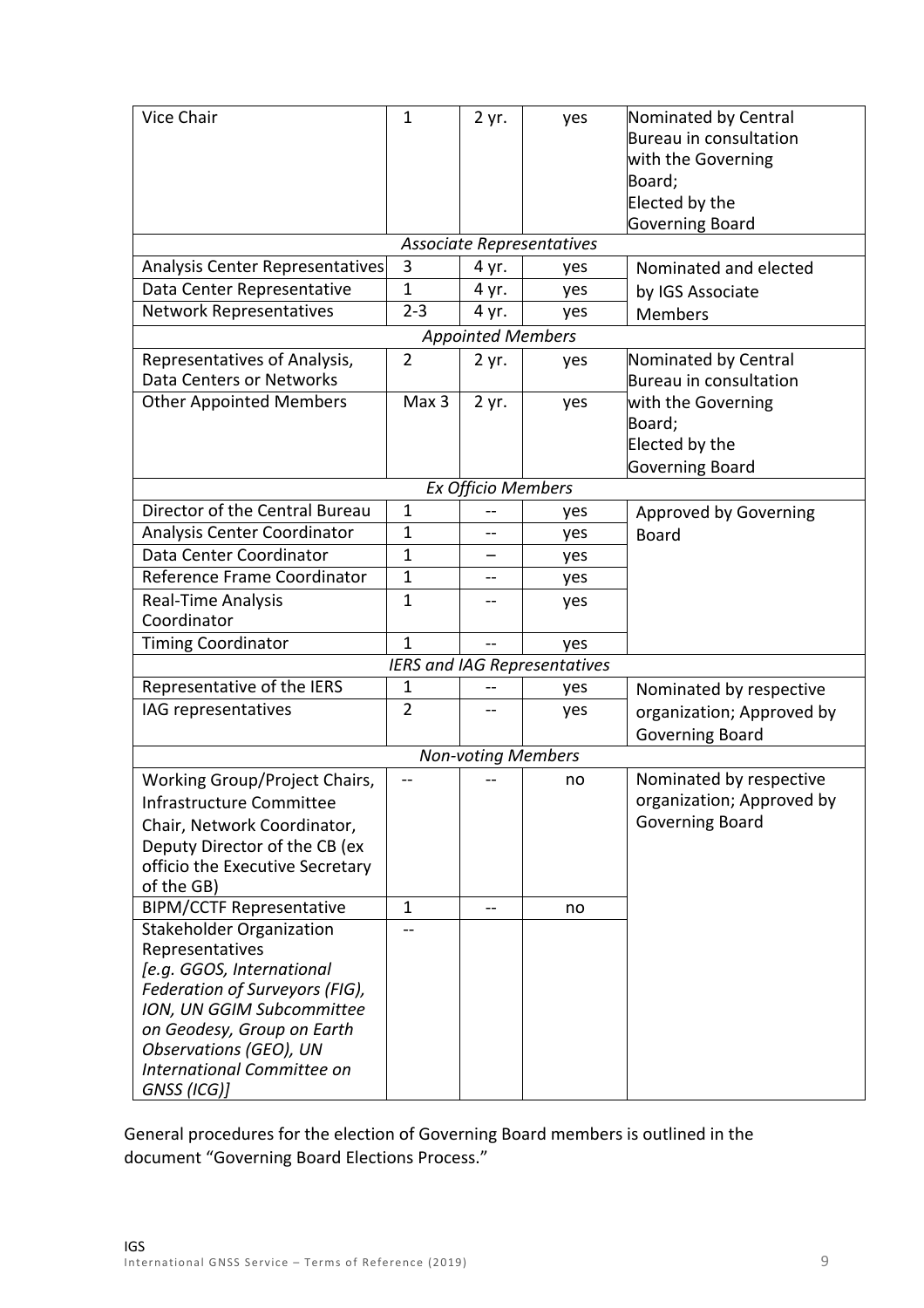| | | | | |
|---|---|---|---|---|
| Vice Chair | 1 | 2 yr. | yes | Nominated by Central Bureau in consultation with the Governing Board; Elected by the Governing Board |
| *Associate Representatives* | | | | |
| Analysis Center Representatives | 3 | 4 yr. | yes | Nominated and elected by IGS Associate Members |
| Data Center Representative | 1 | 4 yr. | yes | |
| Network Representatives | 2-3 | 4 yr. | yes | |
| *Appointed Members* | | | | |
| Representatives of Analysis, Data Centers or Networks | 2 | 2 yr. | yes | Nominated by Central Bureau in consultation with the Governing Board; Elected by the Governing Board |
| Other Appointed Members | Max 3 | 2 yr. | yes | |
| *Ex Officio Members* | | | | |
| Director of the Central Bureau | 1 | -- | yes | Approved by Governing Board |
| Analysis Center Coordinator | 1 | -- | yes | |
| Data Center Coordinator | 1 | – | yes | |
| Reference Frame Coordinator | 1 | -- | yes | |
| Real-Time Analysis Coordinator | 1 | -- | yes | |
| Timing Coordinator | 1 | -- | yes | |
| *IERS and IAG Representatives* | | | | |
| Representative of the IERS | 1 | -- | yes | Nominated by respective organization; Approved by Governing Board |
| IAG representatives | 2 | -- | yes | |
| *Non-voting Members* | | | | |
| Working Group/Project Chairs, Infrastructure Committee Chair, Network Coordinator, Deputy Director of the CB (ex officio the Executive Secretary of the GB) | -- | -- | no | Nominated by respective organization; Approved by Governing Board |
| BIPM/CCTF Representative | 1 | -- | no | |
| Stakeholder Organization Representatives *[e.g. GGOS, International Federation of Surveyors (FIG), ION, UN GGIM Subcommittee on Geodesy, Group on Earth Observations (GEO), UN International Committee on GNSS (ICG)]* | -- | | | |

General procedures for the election of Governing Board members is outlined in the document "Governing Board Elections Process."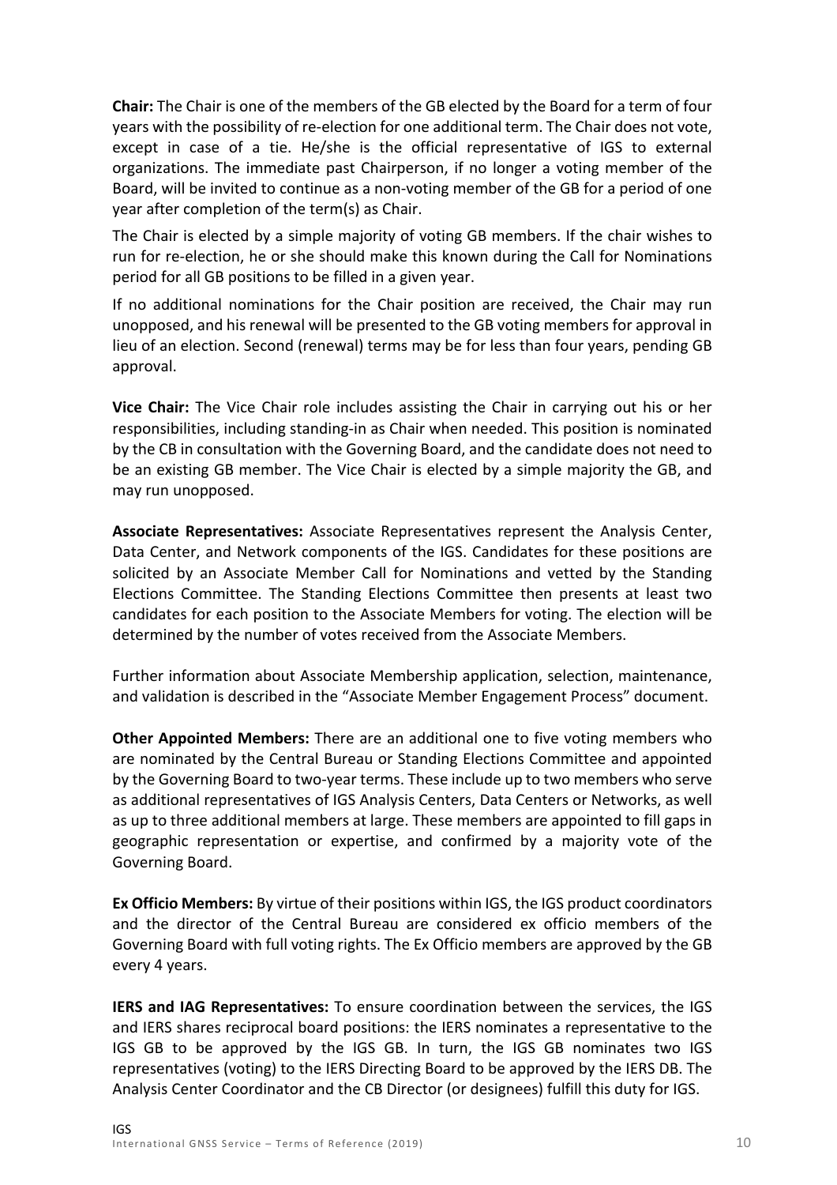**Chair:** The Chair is one of the members of the GB elected by the Board for a term of four years with the possibility of re-election for one additional term. The Chair does not vote, except in case of a tie. He/she is the official representative of IGS to external organizations. The immediate past Chairperson, if no longer a voting member of the Board, will be invited to continue as a non-voting member of the GB for a period of one year after completion of the term(s) as Chair.

The Chair is elected by a simple majority of voting GB members. If the chair wishes to run for re-election, he or she should make this known during the Call for Nominations period for all GB positions to be filled in a given year.

If no additional nominations for the Chair position are received, the Chair may run unopposed, and his renewal will be presented to the GB voting members for approval in lieu of an election. Second (renewal) terms may be for less than four years, pending GB approval.

**Vice Chair:** The Vice Chair role includes assisting the Chair in carrying out his or her responsibilities, including standing-in as Chair when needed. This position is nominated by the CB in consultation with the Governing Board, and the candidate does not need to be an existing GB member. The Vice Chair is elected by a simple majority the GB, and may run unopposed.

**Associate Representatives:** Associate Representatives represent the Analysis Center, Data Center, and Network components of the IGS. Candidates for these positions are solicited by an Associate Member Call for Nominations and vetted by the Standing Elections Committee. The Standing Elections Committee then presents at least two candidates for each position to the Associate Members for voting. The election will be determined by the number of votes received from the Associate Members.

Further information about Associate Membership application, selection, maintenance, and validation is described in the "Associate Member Engagement Process" document.

**Other Appointed Members:** There are an additional one to five voting members who are nominated by the Central Bureau or Standing Elections Committee and appointed by the Governing Board to two-year terms. These include up to two members who serve as additional representatives of IGS Analysis Centers, Data Centers or Networks, as well as up to three additional members at large. These members are appointed to fill gaps in geographic representation or expertise, and confirmed by a majority vote of the Governing Board.

**Ex Officio Members:** By virtue of their positions within IGS, the IGS product coordinators and the director of the Central Bureau are considered ex officio members of the Governing Board with full voting rights. The Ex Officio members are approved by the GB every 4 years.

**IERS and IAG Representatives:** To ensure coordination between the services, the IGS and IERS shares reciprocal board positions: the IERS nominates a representative to the IGS GB to be approved by the IGS GB. In turn, the IGS GB nominates two IGS representatives (voting) to the IERS Directing Board to be approved by the IERS DB. The Analysis Center Coordinator and the CB Director (or designees) fulfill this duty for IGS.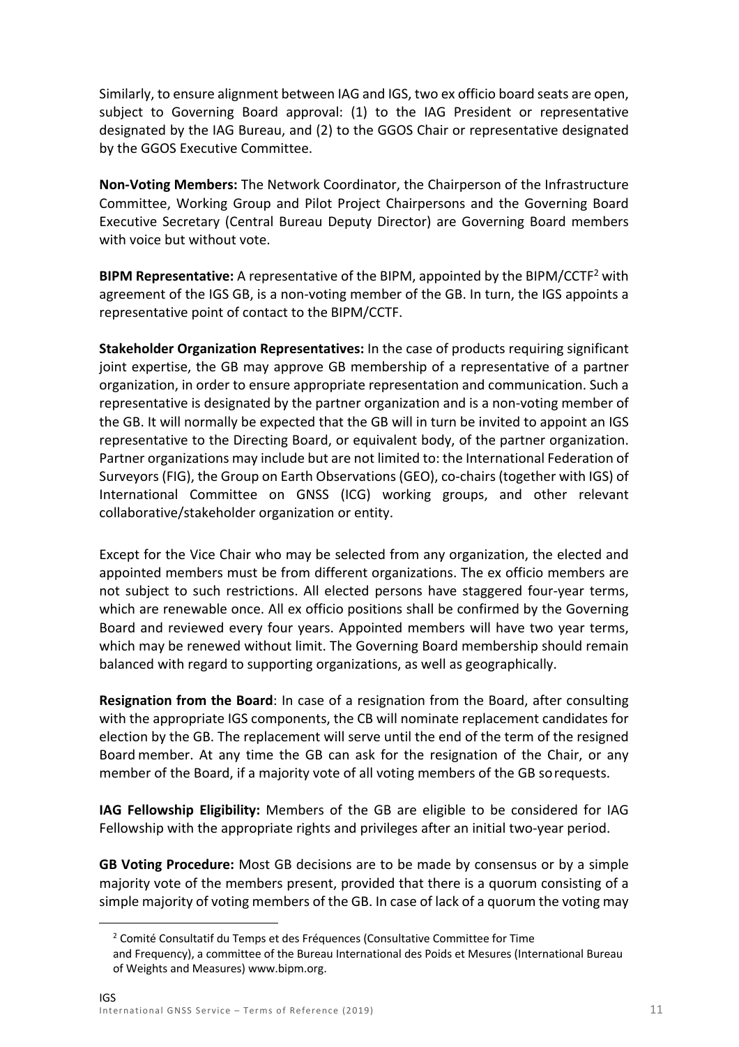Similarly, to ensure alignment between IAG and IGS, two ex officio board seats are open, subject to Governing Board approval: (1) to the IAG President or representative designated by the IAG Bureau, and (2) to the GGOS Chair or representative designated by the GGOS Executive Committee.

**Non-Voting Members:** The Network Coordinator, the Chairperson of the Infrastructure Committee, Working Group and Pilot Project Chairpersons and the Governing Board Executive Secretary (Central Bureau Deputy Director) are Governing Board members with voice but without vote.

**BIPM Representative:** A representative of the BIPM, appointed by the BIPM/CCTF[2] with agreement of the IGS GB, is a non-voting member of the GB. In turn, the IGS appoints a representative point of contact to the BIPM/CCTF.

**Stakeholder Organization Representatives:** In the case of products requiring significant joint expertise, the GB may approve GB membership of a representative of a partner organization, in order to ensure appropriate representation and communication. Such a representative is designated by the partner organization and is a non-voting member of the GB. It will normally be expected that the GB will in turn be invited to appoint an IGS representative to the Directing Board, or equivalent body, of the partner organization. Partner organizations may include but are not limited to: the International Federation of Surveyors (FIG), the Group on Earth Observations (GEO), co-chairs (together with IGS) of International Committee on GNSS (ICG) working groups, and other relevant collaborative/stakeholder organization or entity.

Except for the Vice Chair who may be selected from any organization, the elected and appointed members must be from different organizations. The ex officio members are not subject to such restrictions. All elected persons have staggered four-year terms, which are renewable once. All ex officio positions shall be confirmed by the Governing Board and reviewed every four years. Appointed members will have two year terms, which may be renewed without limit. The Governing Board membership should remain balanced with regard to supporting organizations, as well as geographically.

**Resignation from the Board**: In case of a resignation from the Board, after consulting with the appropriate IGS components, the CB will nominate replacement candidates for election by the GB. The replacement will serve until the end of the term of the resigned Board member. At any time the GB can ask for the resignation of the Chair, or any member of the Board, if a majority vote of all voting members of the GB so requests.

**IAG Fellowship Eligibility:** Members of the GB are eligible to be considered for IAG Fellowship with the appropriate rights and privileges after an initial two-year period.

**GB Voting Procedure:** Most GB decisions are to be made by consensus or by a simple majority vote of the members present, provided that there is a quorum consisting of a simple majority of voting members of the GB. In case of lack of a quorum the voting may

[2] Comité Consultatif du Temps et des Fréquences (Consultative Committee for Time and Frequency), a committee of the Bureau International des Poids et Mesures (International Bureau of Weights and Measures) www.bipm.org.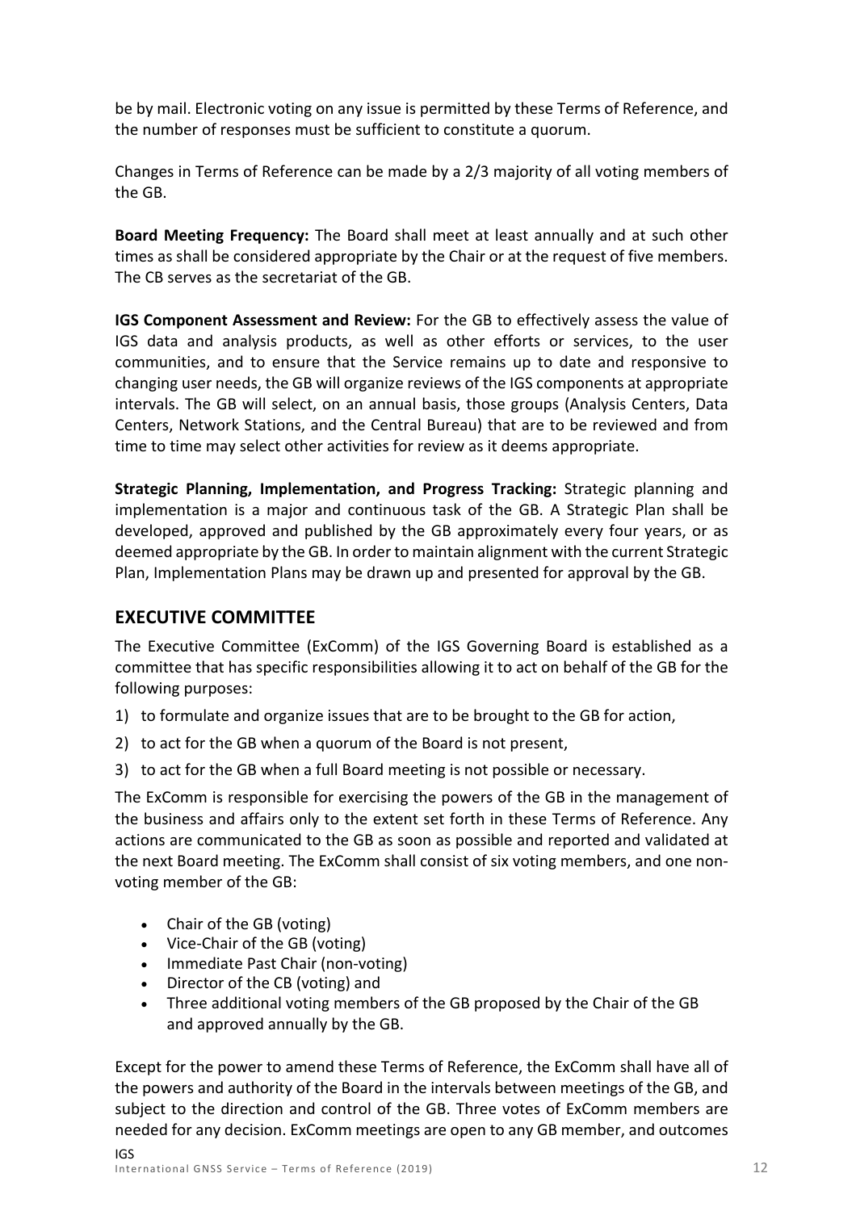be by mail. Electronic voting on any issue is permitted by these Terms of Reference, and the number of responses must be sufficient to constitute a quorum.

Changes in Terms of Reference can be made by a 2/3 majority of all voting members of the GB.

**Board Meeting Frequency:** The Board shall meet at least annually and at such other times as shall be considered appropriate by the Chair or at the request of five members. The CB serves as the secretariat of the GB.

**IGS Component Assessment and Review:** For the GB to effectively assess the value of IGS data and analysis products, as well as other efforts or services, to the user communities, and to ensure that the Service remains up to date and responsive to changing user needs, the GB will organize reviews of the IGS components at appropriate intervals. The GB will select, on an annual basis, those groups (Analysis Centers, Data Centers, Network Stations, and the Central Bureau) that are to be reviewed and from time to time may select other activities for review as it deems appropriate.

**Strategic Planning, Implementation, and Progress Tracking:** Strategic planning and implementation is a major and continuous task of the GB. A Strategic Plan shall be developed, approved and published by the GB approximately every four years, or as deemed appropriate by the GB. In order to maintain alignment with the current Strategic Plan, Implementation Plans may be drawn up and presented for approval by the GB.

## EXECUTIVE COMMITTEE

The Executive Committee (ExComm) of the IGS Governing Board is established as a committee that has specific responsibilities allowing it to act on behalf of the GB for the following purposes:

1) to formulate and organize issues that are to be brought to the GB for action,
2) to act for the GB when a quorum of the Board is not present,
3) to act for the GB when a full Board meeting is not possible or necessary.

The ExComm is responsible for exercising the powers of the GB in the management of the business and affairs only to the extent set forth in these Terms of Reference. Any actions are communicated to the GB as soon as possible and reported and validated at the next Board meeting. The ExComm shall consist of six voting members, and one non-voting member of the GB:

- Chair of the GB (voting)
- Vice-Chair of the GB (voting)
- Immediate Past Chair (non-voting)
- Director of the CB (voting) and
- Three additional voting members of the GB proposed by the Chair of the GB and approved annually by the GB.

Except for the power to amend these Terms of Reference, the ExComm shall have all of the powers and authority of the Board in the intervals between meetings of the GB, and subject to the direction and control of the GB. Three votes of ExComm members are needed for any decision. ExComm meetings are open to any GB member, and outcomes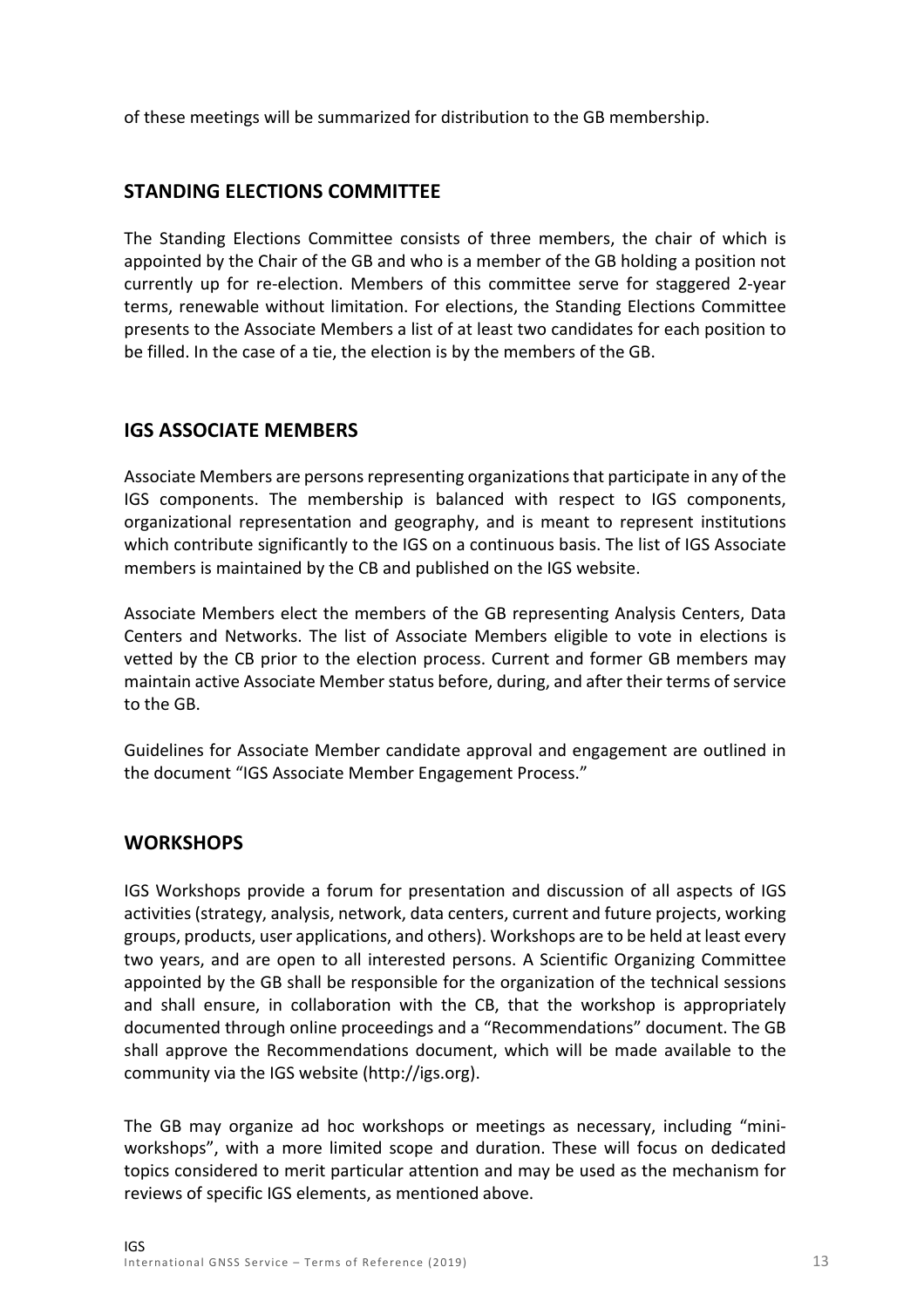of these meetings will be summarized for distribution to the GB membership.

## STANDING ELECTIONS COMMITTEE

The Standing Elections Committee consists of three members, the chair of which is appointed by the Chair of the GB and who is a member of the GB holding a position not currently up for re-election. Members of this committee serve for staggered 2-year terms, renewable without limitation. For elections, the Standing Elections Committee presents to the Associate Members a list of at least two candidates for each position to be filled. In the case of a tie, the election is by the members of the GB.

## IGS ASSOCIATE MEMBERS

Associate Members are persons representing organizations that participate in any of the IGS components. The membership is balanced with respect to IGS components, organizational representation and geography, and is meant to represent institutions which contribute significantly to the IGS on a continuous basis. The list of IGS Associate members is maintained by the CB and published on the IGS website.

Associate Members elect the members of the GB representing Analysis Centers, Data Centers and Networks. The list of Associate Members eligible to vote in elections is vetted by the CB prior to the election process. Current and former GB members may maintain active Associate Member status before, during, and after their terms of service to the GB.

Guidelines for Associate Member candidate approval and engagement are outlined in the document "IGS Associate Member Engagement Process."

## WORKSHOPS

IGS Workshops provide a forum for presentation and discussion of all aspects of IGS activities (strategy, analysis, network, data centers, current and future projects, working groups, products, user applications, and others). Workshops are to be held at least every two years, and are open to all interested persons. A Scientific Organizing Committee appointed by the GB shall be responsible for the organization of the technical sessions and shall ensure, in collaboration with the CB, that the workshop is appropriately documented through online proceedings and a "Recommendations" document. The GB shall approve the Recommendations document, which will be made available to the community via the IGS website (http://igs.org).

The GB may organize ad hoc workshops or meetings as necessary, including "mini-workshops", with a more limited scope and duration. These will focus on dedicated topics considered to merit particular attention and may be used as the mechanism for reviews of specific IGS elements, as mentioned above.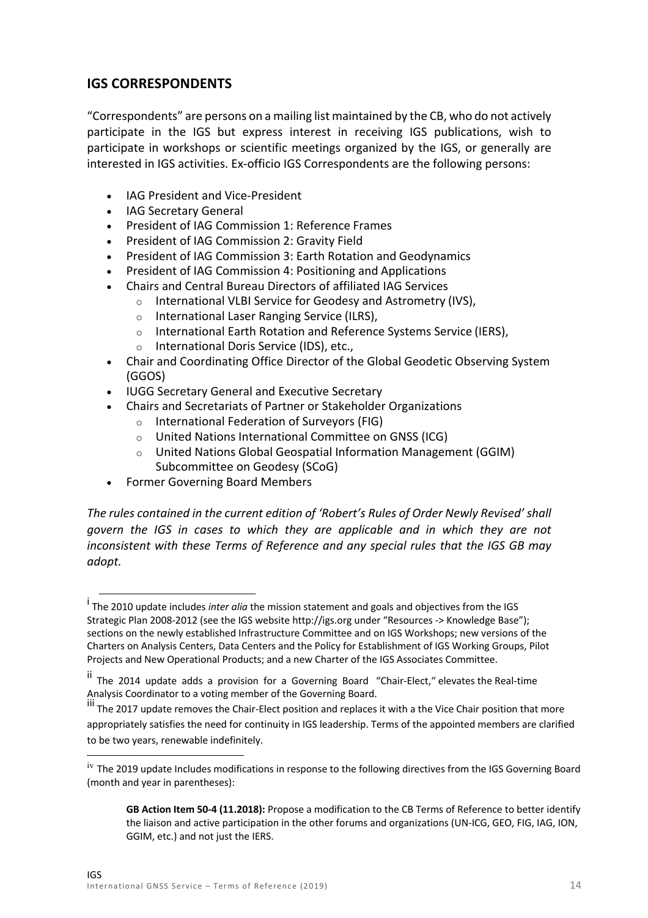## IGS CORRESPONDENTS

"Correspondents" are persons on a mailing list maintained by the CB, who do not actively participate in the IGS but express interest in receiving IGS publications, wish to participate in workshops or scientific meetings organized by the IGS, or generally are interested in IGS activities. Ex-officio IGS Correspondents are the following persons:

- IAG President and Vice-President
- IAG Secretary General
- President of IAG Commission 1: Reference Frames
- President of IAG Commission 2: Gravity Field
- President of IAG Commission 3: Earth Rotation and Geodynamics
- President of IAG Commission 4: Positioning and Applications
- Chairs and Central Bureau Directors of affiliated IAG Services
    - International VLBI Service for Geodesy and Astrometry (IVS),
    - International Laser Ranging Service (ILRS),
    - International Earth Rotation and Reference Systems Service (IERS),
    - International Doris Service (IDS), etc.,
- Chair and Coordinating Office Director of the Global Geodetic Observing System (GGOS)
- IUGG Secretary General and Executive Secretary
- Chairs and Secretariats of Partner or Stakeholder Organizations
    - International Federation of Surveyors (FIG)
    - United Nations International Committee on GNSS (ICG)
    - United Nations Global Geospatial Information Management (GGIM) Subcommittee on Geodesy (SCoG)
- Former Governing Board Members

*The rules contained in the current edition of 'Robert's Rules of Order Newly Revised' shall govern the IGS in cases to which they are applicable and in which they are not inconsistent with these Terms of Reference and any special rules that the IGS GB may adopt.*

---

[i] The 2010 update includes *inter alia* the mission statement and goals and objectives from the IGS Strategic Plan 2008-2012 (see the IGS website http://igs.org under "Resources -> Knowledge Base"); sections on the newly established Infrastructure Committee and on IGS Workshops; new versions of the Charters on Analysis Centers, Data Centers and the Policy for Establishment of IGS Working Groups, Pilot Projects and New Operational Products; and a new Charter of the IGS Associates Committee.

[ii] The 2014 update adds a provision for a Governing Board "Chair-Elect," elevates the Real-time Analysis Coordinator to a voting member of the Governing Board.

[iii] The 2017 update removes the Chair-Elect position and replaces it with a the Vice Chair position that more appropriately satisfies the need for continuity in IGS leadership. Terms of the appointed members are clarified to be two years, renewable indefinitely.

[iv] The 2019 update Includes modifications in response to the following directives from the IGS Governing Board (month and year in parentheses):

> **GB Action Item 50-4 (11.2018):** Propose a modification to the CB Terms of Reference to better identify the liaison and active participation in the other forums and organizations (UN-ICG, GEO, FIG, IAG, ION, GGIM, etc.) and not just the IERS.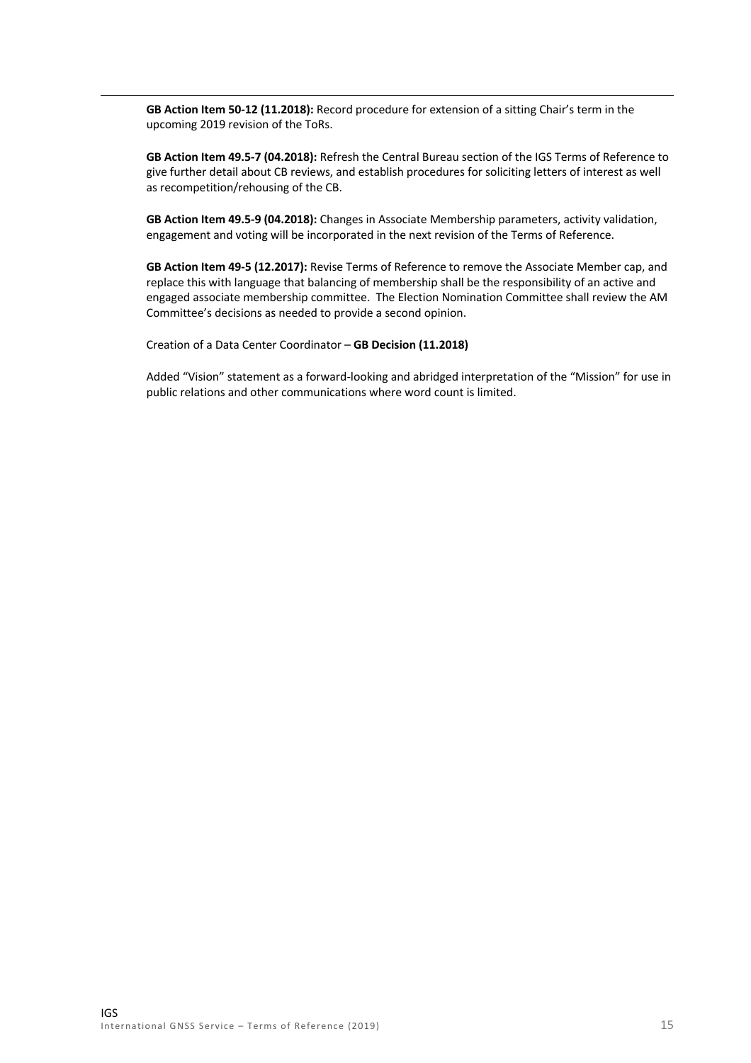**GB Action Item 50-12 (11.2018):** Record procedure for extension of a sitting Chair's term in the upcoming 2019 revision of the ToRs.

**GB Action Item 49.5-7 (04.2018):** Refresh the Central Bureau section of the IGS Terms of Reference to give further detail about CB reviews, and establish procedures for soliciting letters of interest as well as recompetition/rehousing of the CB.

**GB Action Item 49.5-9 (04.2018):** Changes in Associate Membership parameters, activity validation, engagement and voting will be incorporated in the next revision of the Terms of Reference.

**GB Action Item 49-5 (12.2017):** Revise Terms of Reference to remove the Associate Member cap, and replace this with language that balancing of membership shall be the responsibility of an active and engaged associate membership committee. The Election Nomination Committee shall review the AM Committee's decisions as needed to provide a second opinion.

Creation of a Data Center Coordinator – **GB Decision (11.2018)**

Added "Vision" statement as a forward-looking and abridged interpretation of the "Mission" for use in public relations and other communications where word count is limited.